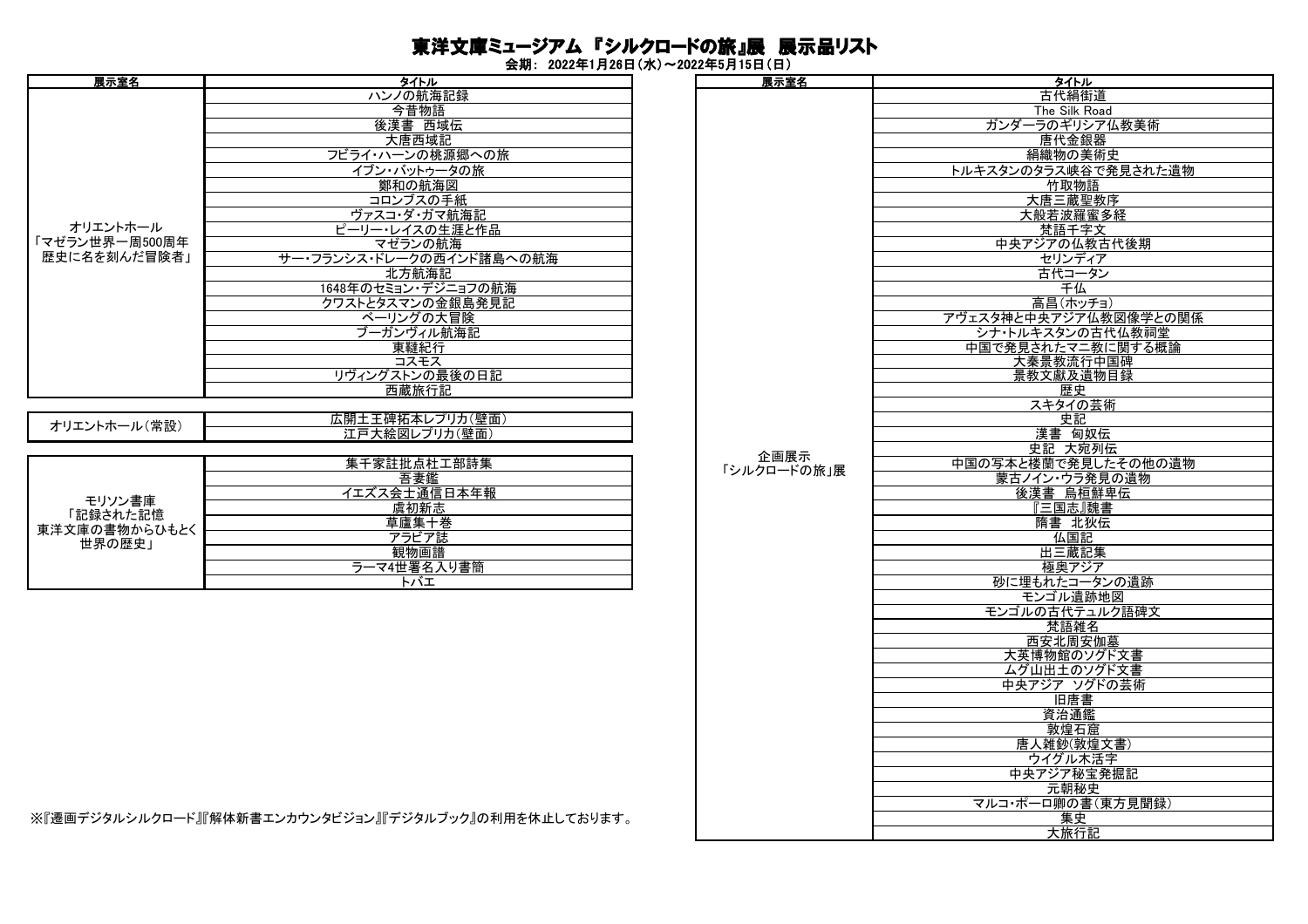# 東洋文庫ミュージアム 『シルクロードの旅』展 展示品リスト

会期： 2022年1月26日（水）～2022年5月15日（日）

| 展示室名 | タイトル |
| --- | --- |
| オリエントホール「マゼラン世界一周500周年 歴史に名を刻んだ冒険者」 | ハンノの航海記録 |
| | 今昔物語 |
| | 後漢書 西域伝 |
| | 大唐西域記 |
| | フビライ・ハーンの桃源郷への旅 |
| | イブン・バットゥータの旅 |
| | 鄭和の航海図 |
| | コロンブスの手紙 |
| | ヴァスコ・ダ・ガマ航海記 |
| | ピーリー・レイスの生涯と作品 |
| | マゼランの航海 |
| | サー・フランシス・ドレークの西インド諸島への航海 |
| | 北方航海記 |
| | 1648年のセミョン・デジニョフの航海 |
| | クワストとタスマンの金銀島発見記 |
| | ベーリングの大冒険 |
| | ブーガンヴィル航海記 |
| | 東韃紀行 |
| | コスモス |
| | リヴィングストンの最後の日記 |
| | 西蔵旅行記 |

| 展示室名 | タイトル |
| --- | --- |
| オリエントホール（常設） | 広開土王碑拓本レプリカ（壁面） |
| | 江戸大絵図レプリカ（壁面） |

| 展示室名 | タイトル |
| --- | --- |
| モリソン書庫「記録された記憶 東洋文庫の書物からひもとく世界の歴史」 | 集千家註批点杜工部詩集 |
| | 吾妻鑑 |
| | イエズス会士通信日本年報 |
| | 虞初新志 |
| | 草廬集十巻 |
| | アラビア誌 |
| | 観物画譜 |
| | ラーマ4世署名入り書簡 |
| | トバエ |

※『遷画デジタルシルクロード』『解体新書エンカウンタビジョン』『デジタルブック』の利用を休止しております。

| 展示室名 | タイトル |
| --- | --- |
| 企画展示「シルクロードの旅」展 | 古代絹街道 |
| | The Silk Road |
| | ガンダーラのギリシア仏教美術 |
| | 唐代金銀器 |
| | 絹織物の美術史 |
| | トルキスタンのタラス峡谷で発見された遺物 |
| | 竹取物語 |
| | 大唐三蔵聖教序 |
| | 大般若波羅蜜多経 |
| | 梵語千字文 |
| | 中央アジアの仏教古代後期 |
| | セリンディア |
| | 古代コータン |
| | 千仏 |
| | 高昌（ホッチョ） |
| | アヴェスタ神と中央アジア仏教図像学との関係 |
| | シナ・トルキスタンの古代仏教祠堂 |
| | 中国で発見されたマニ教に関する概論 |
| | 大秦景教流行中国碑 |
| | 景教文獻及遺物目録 |
| | 歴史 |
| | スキタイの芸術 |
| | 史記 |
| | 漢書 匈奴伝 |
| | 史記 大宛列伝 |
| | 中国の写本と楼蘭で発見したその他の遺物 |
| | 蒙古ノイン・ウラ発見の遺物 |
| | 後漢書 烏桓鮮卑伝 |
| | 『三国志』魏書 |
| | 隋書 北狄伝 |
| | 仏国記 |
| | 出三蔵記集 |
| | 極奥アジア |
| | 砂に埋もれたコータンの遺跡 |
| | モンゴル遺跡地図 |
| | モンゴルの古代テュルク語碑文 |
| | 梵語雑名 |
| | 西安北周安伽墓 |
| | 大英博物館のソグド文書 |
| | ムグ山出土のソグド文書 |
| | 中央アジア ソグドの芸術 |
| | 旧唐書 |
| | 資治通鑑 |
| | 敦煌石窟 |
| | 唐人雑鈔(敦煌文書) |
| | ウイグル木活字 |
| | 中央アジア秘宝発掘記 |
| | 元朝秘史 |
| | マルコ・ポーロ卿の書（東方見聞録） |
| | 集史 |
| | 大旅行記 |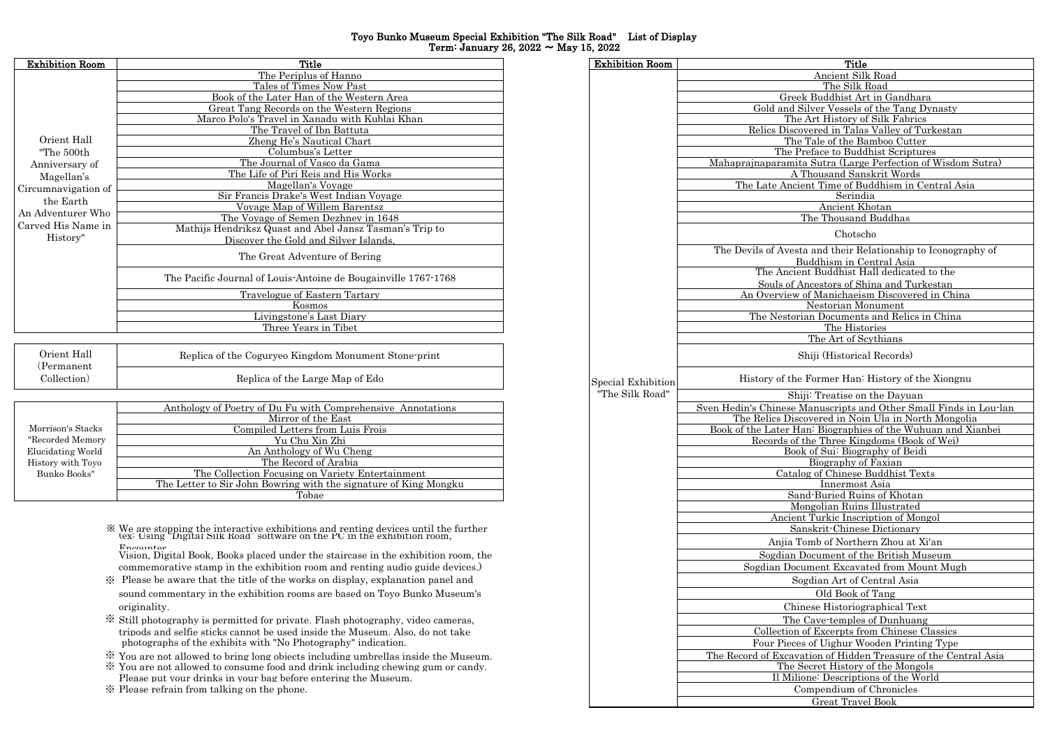# Toyo Bunko Museum Special Exhibition "The Silk Road" List of Display

## Term: January 26, 2022 ~ May 15, 2022

| Exhibition Room | Title |
|---|---|
| Orient Hall "The 500th Anniversary of Magellan's Circumnavigation of the Earth An Adventurer Who Carved His Name in History" | The Periplus of Hanno |
| | Tales of Times Now Past |
| | Book of the Later Han of the Western Area |
| | Great Tang Records on the Western Regions |
| | Marco Polo's Travel in Xanadu with Kublai Khan |
| | The Travel of Ibn Battuta |
| | Zheng He's Nautical Chart |
| | Columbus's Letter |
| | The Journal of Vasco da Gama |
| | The Life of Piri Reis and His Works |
| | Magellan's Voyage |
| | Sir Francis Drake's West Indian Voyage |
| | Voyage Map of Willem Barentsz |
| | The Voyage of Semen Dezhnev in 1648 |
| | Mathijs Hendriksz Quast and Abel Jansz Tasman's Trip to Discover the Gold and Silver Islands, |
| | The Great Adventure of Bering |
| | The Pacific Journal of Louis-Antoine de Bougainville 1767-1768 |
| | Travelogue of Eastern Tartary |
| | Kosmos |
| | Livingstone's Last Diary |
| | Three Years in Tibet |

| Exhibition Room | Title |
|---|---|
| Orient Hall (Permanent Collection) | Replica of the Coguryeo Kingdom Monument Stone-print |
| | Replica of the Large Map of Edo |

| Exhibition Room | Title |
|---|---|
| Morrison's Stacks "Recorded Memory Elucidating World History with Toyo Bunko Books" | Anthology of Poetry of Du Fu with Comprehensive Annotations |
| | Mirror of the East |
| | Compiled Letters from Luis Frois |
| | Yu Chu Xin Zhi |
| | An Anthology of Wu Cheng |
| | The Record of Arabia |
| | The Collection Focusing on Variety Entertainment |
| | The Letter to Sir John Bowring with the signature of King Mongku |
| | Tobae |

※ We are stopping the interactive exhibitions and renting devices until the further (ex: Using "Digital Silk Road" software on the PC in the exhibition room, Encounter Vision, Digital Book, Books placed under the staircase in the exhibition room, the commemorative stamp in the exhibition room and renting audio guide devices.)

※ Please be aware that the title of the works on display, explanation panel and sound commentary in the exhibition rooms are based on Toyo Bunko Museum's originality.

※ Still photography is permitted for private. Flash photography, video cameras, tripods and selfie sticks cannot be used inside the Museum. Also, do not take photographs of the exhibits with "No Photography" indication.

※ You are not allowed to bring long objects including umbrellas inside the Museum.

※ You are not allowed to consume food and drink including chewing gum or candy. Please put your drinks in your bag before entering the Museum.

※ Please refrain from talking on the phone.

| Exhibition Room | Title |
|---|---|
| Special Exhibition "The Silk Road" | Ancient Silk Road |
| | The Silk Road |
| | Greek Buddhist Art in Gandhara |
| | Gold and Silver Vessels of the Tang Dynasty |
| | The Art History of Silk Fabrics |
| | Relics Discovered in Talas Valley of Turkestan |
| | The Tale of the Bamboo Cutter |
| | The Preface to Buddhist Scriptures |
| | Mahaprajnaparamita Sutra (Large Perfection of Wisdom Sutra) |
| | A Thousand Sanskrit Words |
| | The Late Ancient Time of Buddhism in Central Asia |
| | Serindia |
| | Ancient Khotan |
| | The Thousand Buddhas |
| | Chotscho |
| | The Devils of Avesta and their Relationship to Iconography of Buddhism in Central Asia |
| | The Ancient Buddhist Hall dedicated to the Souls of Ancestors of Shina and Turkestan |
| | An Overview of Manichaeism Discovered in China |
| | Nestorian Monument |
| | The Nestorian Documents and Relics in China |
| | The Histories |
| | The Art of Scythians |
| | Shiji (Historical Records) |
| | History of the Former Han: History of the Xiongnu |
| | Shiji: Treatise on the Dayuan |
| | Sven Hedin's Chinese Manuscripts and Other Small Finds in Lou-lan |
| | The Relics Discovered in Noin Ula in North Mongolia |
| | Book of the Later Han: Biographies of the Wuhuan and Xianbei |
| | Records of the Three Kingdoms (Book of Wei) |
| | Book of Sui: Biography of Beidi |
| | Biography of Faxian |
| | Catalog of Chinese Buddhist Texts |
| | Innermost Asia |
| | Sand-Buried Ruins of Khotan |
| | Mongolian Ruins Illustrated |
| | Ancient Turkic Inscription of Mongol |
| | Sanskrit-Chinese Dictionary |
| | Anjia Tomb of Northern Zhou at Xi'an |
| | Sogdian Document of the British Museum |
| | Sogdian Document Excavated from Mount Mugh |
| | Sogdian Art of Central Asia |
| | Old Book of Tang |
| | Chinese Historiographical Text |
| | The Cave-temples of Dunhuang |
| | Collection of Excerpts from Chinese Classics |
| | Four Pieces of Uighur Wooden Printing Type |
| | The Record of Excavation of Hidden Treasure of the Central Asia |
| | The Secret History of the Mongols |
| | Il Milione: Descriptions of the World |
| | Compendium of Chronicles |
| | Great Travel Book |